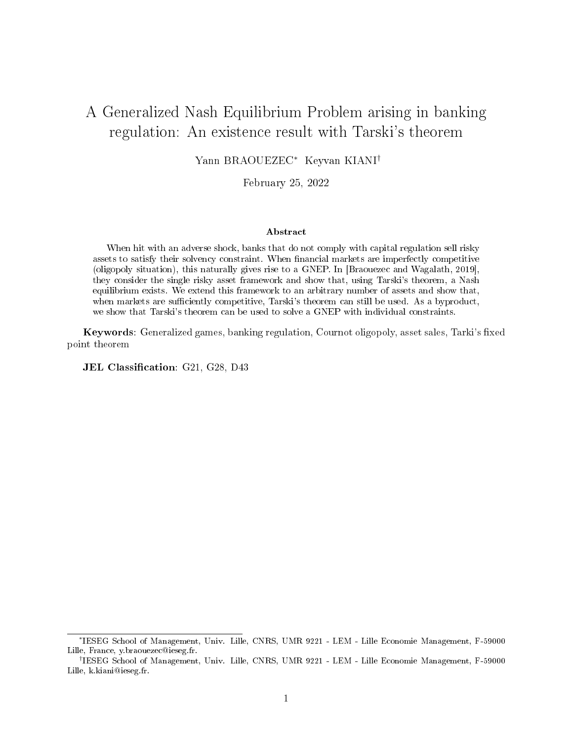# A Generalized Nash Equilibrium Problem arising in banking regulation: An existence result with Tarski's theorem

Yann BRAOUEZEC[*] Keyvan KIANI[†]

February 25, 2022

### Abstract

When hit with an adverse shock, banks that do not comply with capital regulation sell risky assets to satisfy their solvency constraint. When financial markets are imperfectly competitive (oligopoly situation), this naturally gives rise to a GNEP. In [Braouezec and Wagalath, 2019], they consider the single risky asset framework and show that, using Tarski's theorem, a Nash equilibrium exists. We extend this framework to an arbitrary number of assets and show that, when markets are sufficiently competitive, Tarski's theorem can still be used. As a byproduct, we show that Tarski's theorem can be used to solve a GNEP with individual constraints.

**Keywords**: Generalized games, banking regulation, Cournot oligopoly, asset sales, Tarki's fixed point theorem

**JEL Classification**: G21, G28, D43

---

[*] IESEG School of Management, Univ. Lille, CNRS, UMR 9221 - LEM - Lille Economie Management, F-59000 Lille, France, y.braouezec@ieseg.fr.

[†] IESEG School of Management, Univ. Lille, CNRS, UMR 9221 - LEM - Lille Economie Management, F-59000 Lille, k.kiani@ieseg.fr.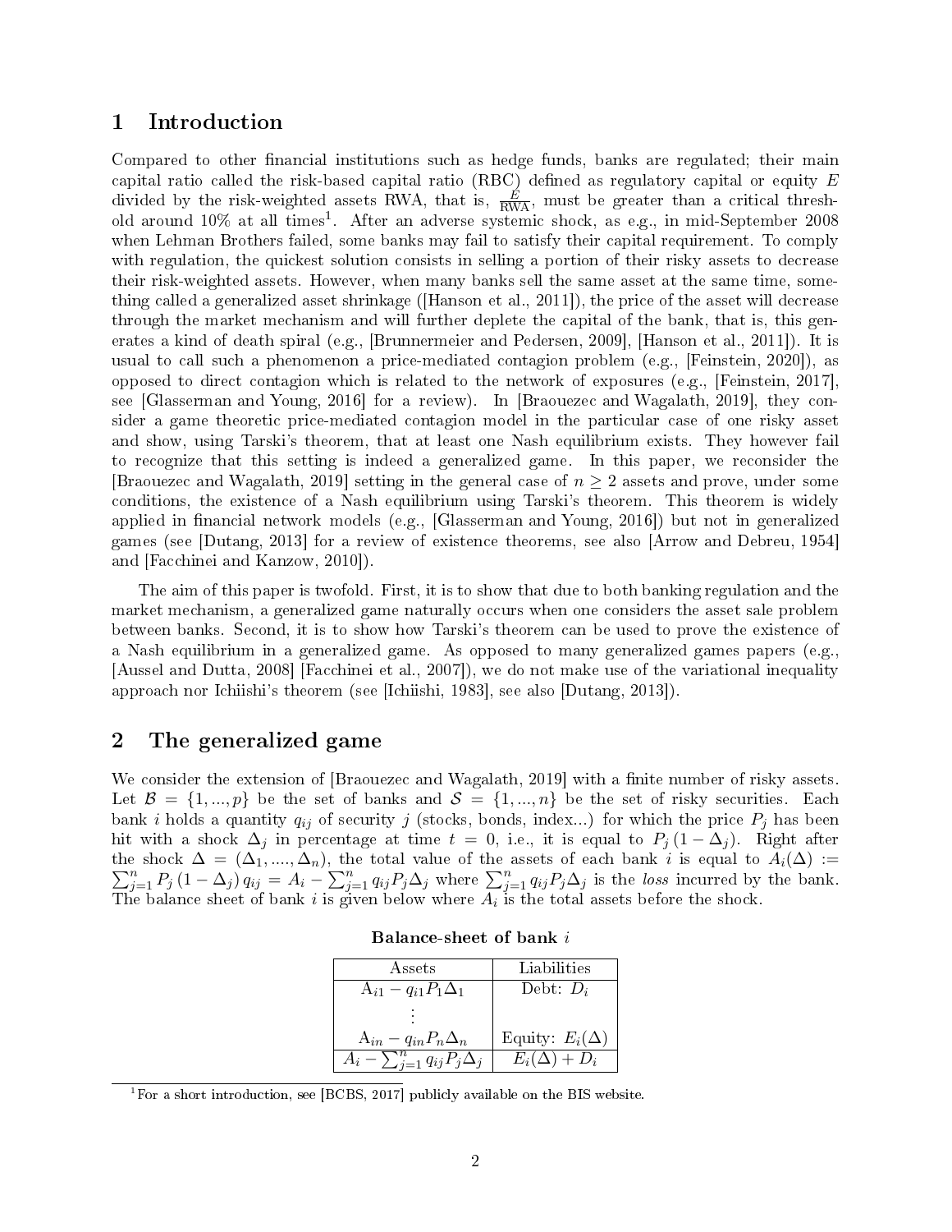# 1 Introduction

Compared to other financial institutions such as hedge funds, banks are regulated; their main capital ratio called the risk-based capital ratio (RBC) defined as regulatory capital or equity $E$ divided by the risk-weighted assets RWA, that is, $\frac{E}{\text{RWA}}$, must be greater than a critical threshold around 10% at all times[1]. After an adverse systemic shock, as e.g., in mid-September 2008 when Lehman Brothers failed, some banks may fail to satisfy their capital requirement. To comply with regulation, the quickest solution consists in selling a portion of their risky assets to decrease their risk-weighted assets. However, when many banks sell the same asset at the same time, something called a generalized asset shrinkage ([Hanson et al., 2011]), the price of the asset will decrease through the market mechanism and will further deplete the capital of the bank, that is, this generates a kind of death spiral (e.g., [Brunnermeier and Pedersen, 2009], [Hanson et al., 2011]). It is usual to call such a phenomenon a price-mediated contagion problem (e.g., [Feinstein, 2020]), as opposed to direct contagion which is related to the network of exposures (e.g., [Feinstein, 2017], see [Glasserman and Young, 2016] for a review). In [Braouezec and Wagalath, 2019], they consider a game theoretic price-mediated contagion model in the particular case of one risky asset and show, using Tarski's theorem, that at least one Nash equilibrium exists. They however fail to recognize that this setting is indeed a generalized game. In this paper, we reconsider the [Braouezec and Wagalath, 2019] setting in the general case of $n \geq 2$ assets and prove, under some conditions, the existence of a Nash equilibrium using Tarski's theorem. This theorem is widely applied in financial network models (e.g., [Glasserman and Young, 2016]) but not in generalized games (see [Dutang, 2013] for a review of existence theorems, see also [Arrow and Debreu, 1954] and [Facchinei and Kanzow, 2010]).

The aim of this paper is twofold. First, it is to show that due to both banking regulation and the market mechanism, a generalized game naturally occurs when one considers the asset sale problem between banks. Second, it is to show how Tarski's theorem can be used to prove the existence of a Nash equilibrium in a generalized game. As opposed to many generalized games papers (e.g., [Aussel and Dutta, 2008] [Facchinei et al., 2007]), we do not make use of the variational inequality approach nor Ichiishi's theorem (see [Ichiishi, 1983], see also [Dutang, 2013]).

# 2 The generalized game

We consider the extension of [Braouezec and Wagalath, 2019] with a finite number of risky assets. Let $\mathcal{B} = \{1, ..., p\}$ be the set of banks and $\mathcal{S} = \{1, ..., n\}$ be the set of risky securities. Each bank $i$ holds a quantity $q_{ij}$ of security $j$ (stocks, bonds, index...) for which the price $P_j$ has been hit with a shock $\Delta_j$ in percentage at time $t = 0$, i.e., it is equal to $P_j(1 - \Delta_j)$. Right after the shock $\Delta = (\Delta_1, ...., \Delta_n)$, the total value of the assets of each bank $i$ is equal to $A_i(\Delta) := \sum_{j=1}^{n} P_j(1 - \Delta_j) q_{ij} = A_i - \sum_{j=1}^{n} q_{ij} P_j \Delta_j$ where $\sum_{j=1}^{n} q_{ij} P_j \Delta_j$ is the *loss* incurred by the bank. The balance sheet of bank $i$ is given below where $A_i$ is the total assets before the shock.

**Balance-sheet of bank $i$**

| Assets | Liabilities |
|---|---|
| $A_{i1} - q_{i1} P_1 \Delta_1$ | Debt: $D_i$ |
| $\vdots$ | |
| $A_{in} - q_{in} P_n \Delta_n$ | Equity: $E_i(\Delta)$ |
| $A_i - \sum_{j=1}^{n} q_{ij} P_j \Delta_j$ | $E_i(\Delta) + D_i$ |

[1] For a short introduction, see [BCBS, 2017] publicly available on the BIS website.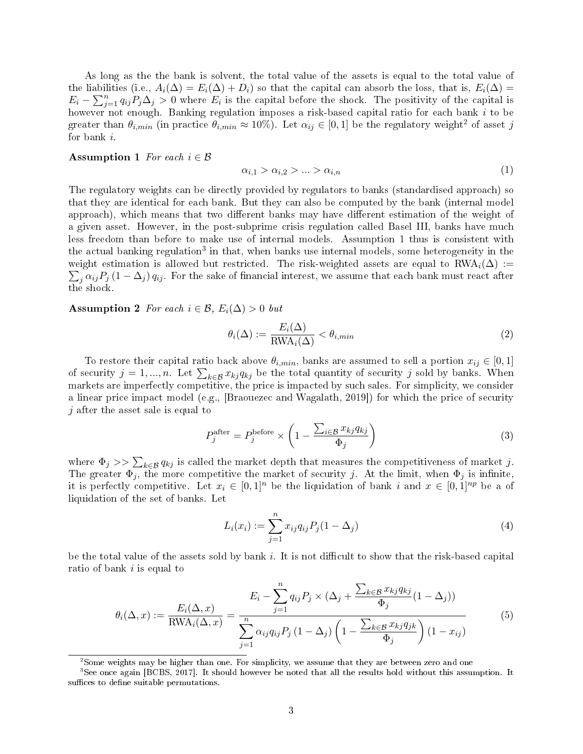As long as the the bank is solvent, the total value of the assets is equal to the total value of the liabilities (i.e., $A_i(\Delta) = E_i(\Delta) + D_i$) so that the capital can absorb the loss, that is, $E_i(\Delta) = E_i - \sum_{j=1}^{n} q_{ij} P_j \Delta_j > 0$ where $E_i$ is the capital before the shock. The positivity of the capital is however not enough. Banking regulation imposes a risk-based capital ratio for each bank $i$ to be greater than $\theta_{i,min}$ (in practice $\theta_{i,min} \approx 10\%$). Let $\alpha_{ij} \in [0, 1]$ be the regulatory weight[2] of asset $j$ for bank $i$.

**Assumption 1** *For each* $i \in \mathcal{B}$

$$\alpha_{i,1} > \alpha_{i,2} > ... > \alpha_{i,n} \tag{1}$$

The regulatory weights can be directly provided by regulators to banks (standardised approach) so that they are identical for each bank. But they can also be computed by the bank (internal model approach), which means that two different banks may have different estimation of the weight of a given asset. However, in the post-subprime crisis regulation called Basel III, banks have much less freedom than before to make use of internal models. Assumption 1 thus is consistent with the actual banking regulation[3] in that, when banks use internal models, some heterogeneity in the weight estimation is allowed but restricted. The risk-weighted assets are equal to $\text{RWA}_i(\Delta) := \sum_j \alpha_{ij} P_j (1 - \Delta_j) q_{ij}$. For the sake of financial interest, we assume that each bank must react after the shock.

**Assumption 2** *For each* $i \in \mathcal{B}$, $E_i(\Delta) > 0$ *but*

$$\theta_i(\Delta) := \frac{E_i(\Delta)}{\text{RWA}_i(\Delta)} < \theta_{i,min} \tag{2}$$

To restore their capital ratio back above $\theta_{i,min}$, banks are assumed to sell a portion $x_{ij} \in [0, 1]$ of security $j = 1, ..., n$. Let $\sum_{k \in \mathcal{B}} x_{kj} q_{kj}$ be the total quantity of security $j$ sold by banks. When markets are imperfectly competitive, the price is impacted by such sales. For simplicity, we consider a linear price impact model (e.g., [Braouezec and Wagalath, 2019]) for which the price of security $j$ after the asset sale is equal to

$$P_j^{\text{after}} = P_j^{\text{before}} \times \left(1 - \frac{\sum_{i \in \mathcal{B}} x_{kj} q_{kj}}{\Phi_j}\right) \tag{3}$$

where $\Phi_j >> \sum_{k \in \mathcal{B}} q_{kj}$ is called the market depth that measures the competitiveness of market $j$. The greater $\Phi_j$, the more competitive the market of security $j$. At the limit, when $\Phi_j$ is infinite, it is perfectly competitive. Let $x_i \in [0, 1]^n$ be the liquidation of bank $i$ and $x \in [0, 1]^{np}$ be a of liquidation of the set of banks. Let

$$L_i(x_i) := \sum_{j=1}^{n} x_{ij} q_{ij} P_j (1 - \Delta_j) \tag{4}$$

be the total value of the assets sold by bank $i$. It is not difficult to show that the risk-based capital ratio of bank $i$ is equal to

$$\theta_i(\Delta, x) := \frac{E_i(\Delta, x)}{\text{RWA}_i(\Delta, x)} = \frac{E_i - \sum_{j=1}^{n} q_{ij} P_j \times (\Delta_j + \frac{\sum_{k \in \mathcal{B}} x_{kj} q_{kj}}{\Phi_j}(1 - \Delta_j))}{\sum_{j=1}^{n} \alpha_{ij} q_{ij} P_j (1 - \Delta_j) \left(1 - \frac{\sum_{k \in \mathcal{B}} x_{kj} q_{jk}}{\Phi_j}\right)(1 - x_{ij})} \tag{5}$$

---

[2] Some weights may be higher than one. For simplicity, we assume that they are between zero and one

[3] See once again [BCBS, 2017]. It should however be noted that all the results hold without this assumption. It suffices to define suitable permutations.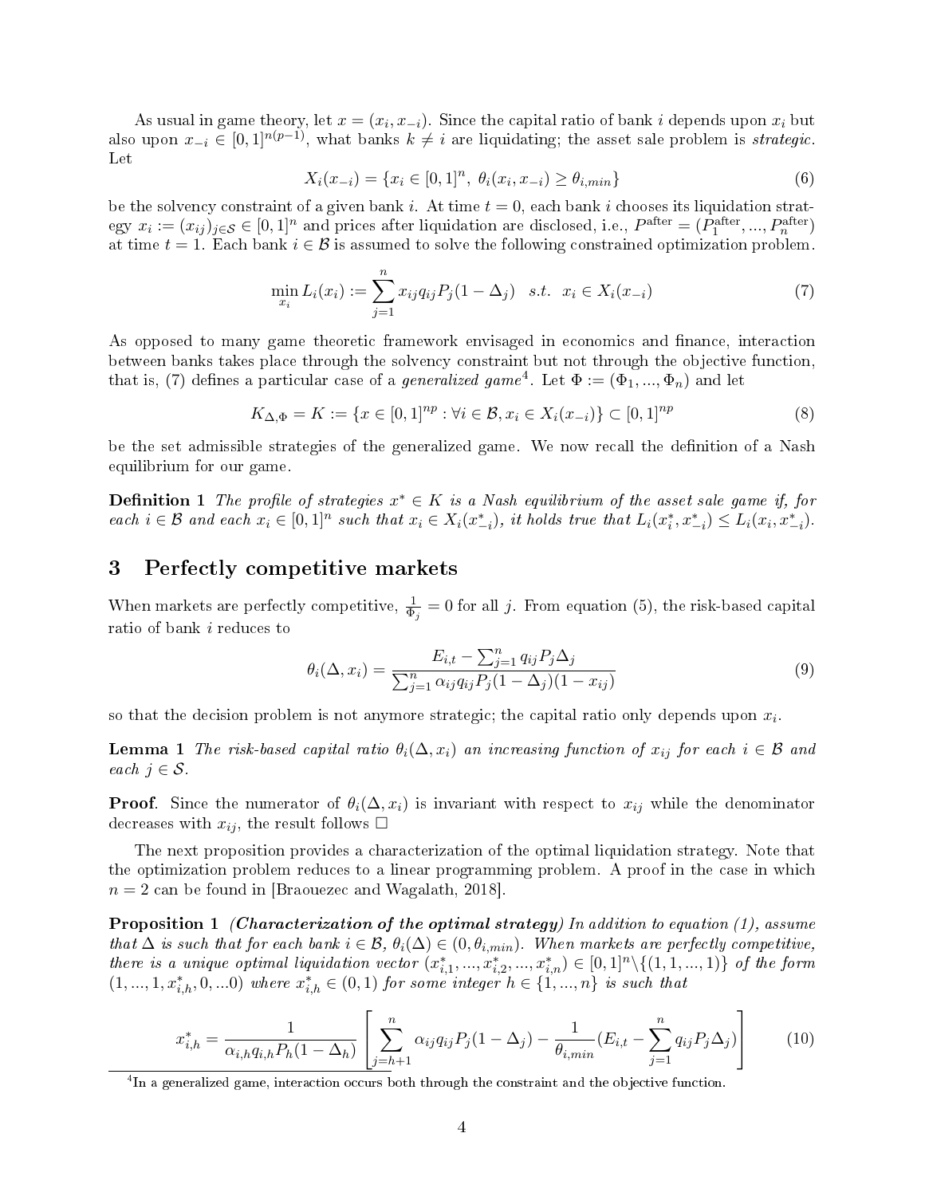As usual in game theory, let $x = (x_i, x_{-i})$. Since the capital ratio of bank $i$ depends upon $x_i$ but also upon $x_{-i} \in [0,1]^{n(p-1)}$, what banks $k \neq i$ are liquidating; the asset sale problem is *strategic*. Let

$$X_i(x_{-i}) = \{x_i \in [0,1]^n, \ \theta_i(x_i, x_{-i}) \geq \theta_{i,min}\} \tag{6}$$

be the solvency constraint of a given bank $i$. At time $t = 0$, each bank $i$ chooses its liquidation strategy $x_i := (x_{ij})_{j \in \mathcal{S}} \in [0,1]^n$ and prices after liquidation are disclosed, i.e., $P^{\text{after}} = (P_1^{\text{after}}, ..., P_n^{\text{after}})$ at time $t = 1$. Each bank $i \in \mathcal{B}$ is assumed to solve the following constrained optimization problem.

$$\min_{x_i} L_i(x_i) := \sum_{j=1}^{n} x_{ij} q_{ij} P_j (1 - \Delta_j) \quad s.t. \ \ x_i \in X_i(x_{-i}) \tag{7}$$

As opposed to many game theoretic framework envisaged in economics and finance, interaction between banks takes place through the solvency constraint but not through the objective function, that is, (7) defines a particular case of a *generalized game*[4]. Let $\Phi := (\Phi_1, ..., \Phi_n)$ and let

$$K_{\Delta,\Phi} = K := \{x \in [0,1]^{np} : \forall i \in \mathcal{B}, x_i \in X_i(x_{-i})\} \subset [0,1]^{np} \tag{8}$$

be the set admissible strategies of the generalized game. We now recall the definition of a Nash equilibrium for our game.

**Definition 1** *The profile of strategies $x^* \in K$ is a Nash equilibrium of the asset sale game if, for each $i \in \mathcal{B}$ and each $x_i \in [0,1]^n$ such that $x_i \in X_i(x^*_{-i})$, it holds true that $L_i(x^*_i, x^*_{-i}) \leq L_i(x_i, x^*_{-i})$.*

## 3 Perfectly competitive markets

When markets are perfectly competitive, $\frac{1}{\Phi_j} = 0$ for all $j$. From equation (5), the risk-based capital ratio of bank $i$ reduces to

$$\theta_i(\Delta, x_i) = \frac{E_{i,t} - \sum_{j=1}^{n} q_{ij} P_j \Delta_j}{\sum_{j=1}^{n} \alpha_{ij} q_{ij} P_j (1 - \Delta_j)(1 - x_{ij})} \tag{9}$$

so that the decision problem is not anymore strategic; the capital ratio only depends upon $x_i$.

**Lemma 1** *The risk-based capital ratio $\theta_i(\Delta, x_i)$ an increasing function of $x_{ij}$ for each $i \in \mathcal{B}$ and each $j \in \mathcal{S}$.*

**Proof**. Since the numerator of $\theta_i(\Delta, x_i)$ is invariant with respect to $x_{ij}$ while the denominator decreases with $x_{ij}$, the result follows □

The next proposition provides a characterization of the optimal liquidation strategy. Note that the optimization problem reduces to a linear programming problem. A proof in the case in which $n = 2$ can be found in [Braouezec and Wagalath, 2018].

**Proposition 1** ***(Characterization of the optimal strategy)*** *In addition to equation (1), assume that $\Delta$ is such that for each bank $i \in \mathcal{B}$, $\theta_i(\Delta) \in (0, \theta_{i,min})$. When markets are perfectly competitive, there is a unique optimal liquidation vector $(x^*_{i,1}, ..., x^*_{i,2}, ..., x^*_{i,n}) \in [0,1]^n \backslash \{(1,1,...,1)\}$ of the form $(1, ..., 1, x^*_{i,h}, 0, ...0)$ where $x^*_{i,h} \in (0,1)$ for some integer $h \in \{1, ..., n\}$ is such that*

$$x^*_{i,h} = \frac{1}{\alpha_{i,h} q_{i,h} P_h (1 - \Delta_h)} \left[ \sum_{j=h+1}^{n} \alpha_{ij} q_{ij} P_j (1 - \Delta_j) - \frac{1}{\theta_{i,min}} (E_{i,t} - \sum_{j=1}^{n} q_{ij} P_j \Delta_j) \right] \tag{10}$$

[4] In a generalized game, interaction occurs both through the constraint and the objective function.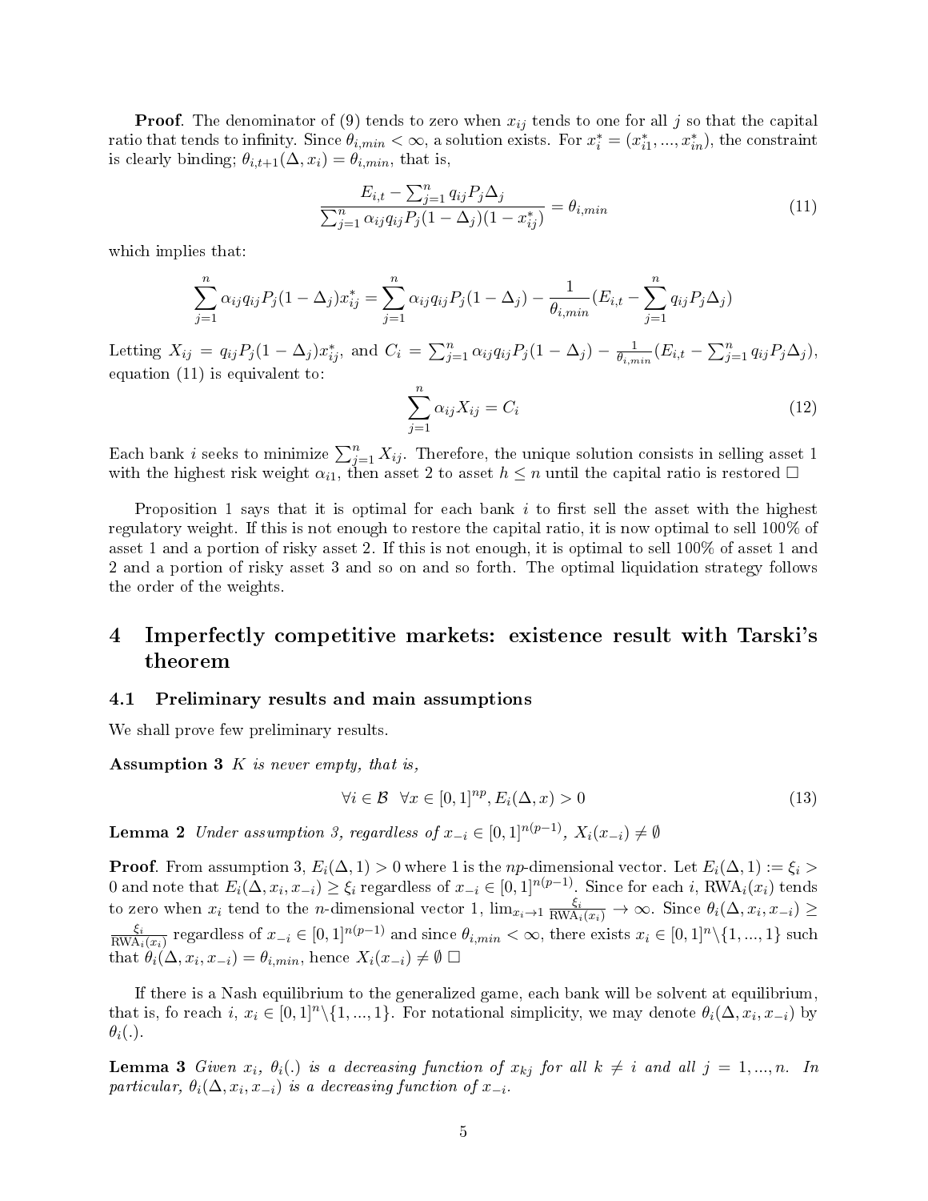**Proof**. The denominator of (9) tends to zero when $x_{ij}$ tends to one for all $j$ so that the capital ratio that tends to infinity. Since $\theta_{i,min} < \infty$, a solution exists. For $x_i^* = (x_{i1}^*, ..., x_{in}^*)$, the constraint is clearly binding; $\theta_{i,t+1}(\Delta, x_i) = \theta_{i,min}$, that is,

$$\frac{E_{i,t} - \sum_{j=1}^{n} q_{ij} P_j \Delta_j}{\sum_{j=1}^{n} \alpha_{ij} q_{ij} P_j (1-\Delta_j)(1-x_{ij}^*)} = \theta_{i,min} \tag{11}$$

which implies that:

$$\sum_{j=1}^{n} \alpha_{ij} q_{ij} P_j (1-\Delta_j) x_{ij}^* = \sum_{j=1}^{n} \alpha_{ij} q_{ij} P_j (1-\Delta_j) - \frac{1}{\theta_{i,min}} (E_{i,t} - \sum_{j=1}^{n} q_{ij} P_j \Delta_j)$$

Letting $X_{ij} = q_{ij} P_j (1-\Delta_j) x_{ij}^*$, and $C_i = \sum_{j=1}^{n} \alpha_{ij} q_{ij} P_j (1-\Delta_j) - \frac{1}{\theta_{i,min}} (E_{i,t} - \sum_{j=1}^{n} q_{ij} P_j \Delta_j)$, equation (11) is equivalent to:

$$\sum_{j=1}^{n} \alpha_{ij} X_{ij} = C_i \tag{12}$$

Each bank $i$ seeks to minimize $\sum_{j=1}^{n} X_{ij}$. Therefore, the unique solution consists in selling asset 1 with the highest risk weight $\alpha_{i1}$, then asset 2 to asset $h \leq n$ until the capital ratio is restored $\square$

Proposition 1 says that it is optimal for each bank $i$ to first sell the asset with the highest regulatory weight. If this is not enough to restore the capital ratio, it is now optimal to sell 100% of asset 1 and a portion of risky asset 2. If this is not enough, it is optimal to sell 100% of asset 1 and 2 and a portion of risky asset 3 and so on and so forth. The optimal liquidation strategy follows the order of the weights.

# 4 Imperfectly competitive markets: existence result with Tarski's theorem

## 4.1 Preliminary results and main assumptions

We shall prove few preliminary results.

**Assumption 3** *$K$ is never empty, that is,*

$$\forall i \in \mathcal{B} \quad \forall x \in [0,1]^{np}, E_i(\Delta, x) > 0 \tag{13}$$

**Lemma 2** *Under assumption 3, regardless of $x_{-i} \in [0,1]^{n(p-1)}$, $X_i(x_{-i}) \neq \emptyset$*

**Proof**. From assumption 3, $E_i(\Delta, 1) > 0$ where 1 is the $np$-dimensional vector. Let $E_i(\Delta, 1) := \xi_i > 0$ and note that $E_i(\Delta, x_i, x_{-i}) \geq \xi_i$ regardless of $x_{-i} \in [0,1]^{n(p-1)}$. Since for each $i$, $\text{RWA}_i(x_i)$ tends to zero when $x_i$ tend to the $n$-dimensional vector 1, $\lim_{x_i \to 1} \frac{\xi_i}{\text{RWA}_i(x_i)} \to \infty$. Since $\theta_i(\Delta, x_i, x_{-i}) \geq \frac{\xi_i}{\text{RWA}_i(x_i)}$ regardless of $x_{-i} \in [0,1]^{n(p-1)}$ and since $\theta_{i,min} < \infty$, there exists $x_i \in [0,1]^n \backslash \{1, ..., 1\}$ such that $\theta_i(\Delta, x_i, x_{-i}) = \theta_{i,min}$, hence $X_i(x_{-i}) \neq \emptyset$ $\square$

If there is a Nash equilibrium to the generalized game, each bank will be solvent at equilibrium, that is, fo reach $i$, $x_i \in [0,1]^n \backslash \{1, ..., 1\}$. For notational simplicity, we may denote $\theta_i(\Delta, x_i, x_{-i})$ by $\theta_i(.)$.

**Lemma 3** *Given $x_i$, $\theta_i(.)$ is a decreasing function of $x_{kj}$ for all $k \neq i$ and all $j = 1, ..., n$. In particular, $\theta_i(\Delta, x_i, x_{-i})$ is a decreasing function of $x_{-i}$.*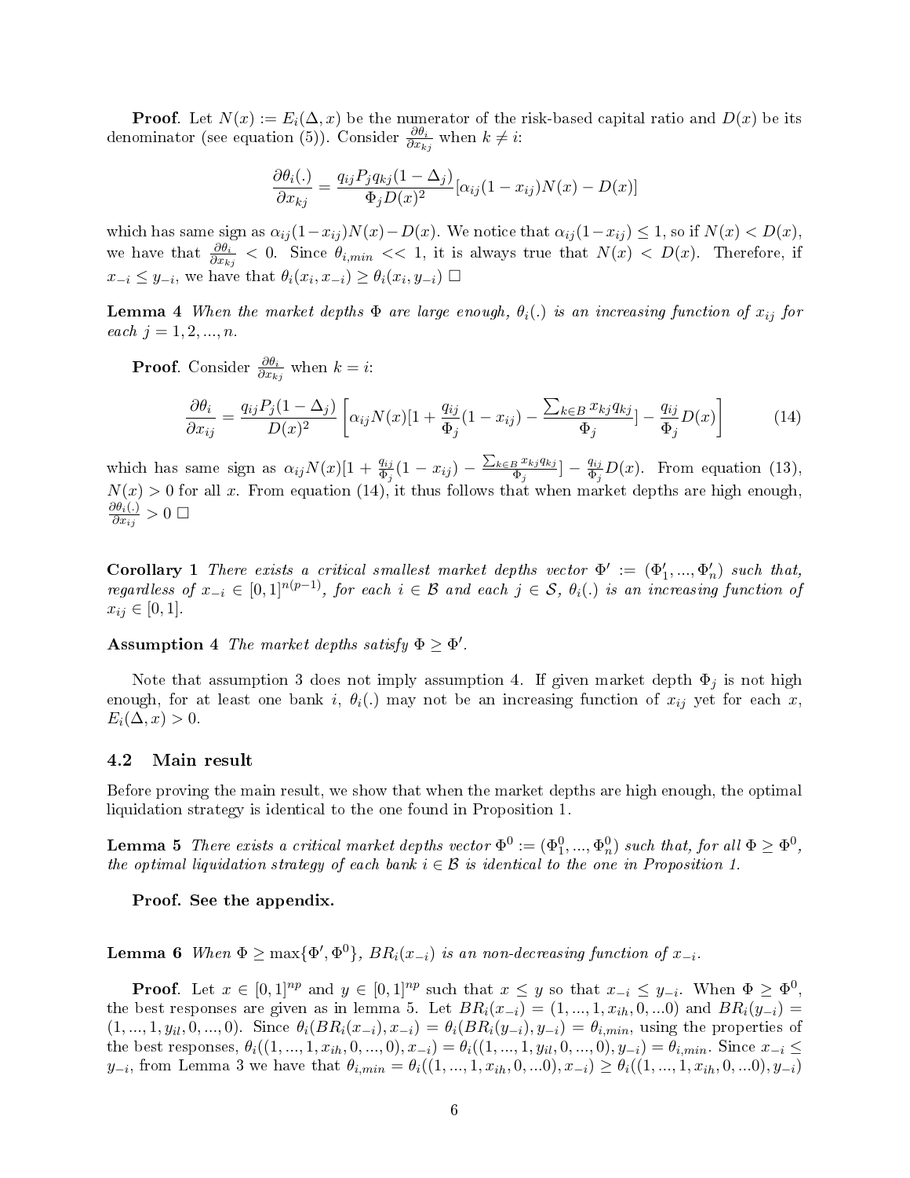**Proof**. Let $N(x) := E_i(\Delta, x)$ be the numerator of the risk-based capital ratio and $D(x)$ be its denominator (see equation (5)). Consider $\frac{\partial \theta_i}{\partial x_{kj}}$ when $k \neq i$:

$$\frac{\partial \theta_i(.)}{\partial x_{kj}} = \frac{q_{ij} P_j q_{kj}(1 - \Delta_j)}{\Phi_j D(x)^2}[\alpha_{ij}(1 - x_{ij})N(x) - D(x)]$$

which has same sign as $\alpha_{ij}(1-x_{ij})N(x)-D(x)$. We notice that $\alpha_{ij}(1-x_{ij}) \leq 1$, so if $N(x) < D(x)$, we have that $\frac{\partial \theta_i}{\partial x_{kj}} < 0$. Since $\theta_{i,min} << 1$, it is always true that $N(x) < D(x)$. Therefore, if $x_{-i} \leq y_{-i}$, we have that $\theta_i(x_i, x_{-i}) \geq \theta_i(x_i, y_{-i})$ □

**Lemma 4** *When the market depths $\Phi$ are large enough, $\theta_i(.)$ is an increasing function of $x_{ij}$ for each $j = 1, 2, ..., n$.*

**Proof**. Consider $\frac{\partial \theta_i}{\partial x_{kj}}$ when $k = i$:

$$\frac{\partial \theta_i}{\partial x_{ij}} = \frac{q_{ij} P_j (1 - \Delta_j)}{D(x)^2}\left[\alpha_{ij} N(x)[1 + \frac{q_{ij}}{\Phi_j}(1 - x_{ij}) - \frac{\sum_{k \in B} x_{kj} q_{kj}}{\Phi_j}] - \frac{q_{ij}}{\Phi_j} D(x)\right] \tag{14}$$

which has same sign as $\alpha_{ij} N(x)[1 + \frac{q_{ij}}{\Phi_j}(1 - x_{ij}) - \frac{\sum_{k \in B} x_{kj} q_{kj}}{\Phi_j}] - \frac{q_{ij}}{\Phi_j} D(x)$. From equation (13), $N(x) > 0$ for all $x$. From equation (14), it thus follows that when market depths are high enough, $\frac{\partial \theta_i(.)}{\partial x_{ij}} > 0$ □

**Corollary 1** *There exists a critical smallest market depths vector $\Phi' := (\Phi'_1, ..., \Phi'_n)$ such that, regardless of $x_{-i} \in [0, 1]^{n(p-1)}$, for each $i \in \mathcal{B}$ and each $j \in \mathcal{S}$, $\theta_i(.)$ is an increasing function of $x_{ij} \in [0, 1]$.*

**Assumption 4** *The market depths satisfy $\Phi \geq \Phi'$.*

Note that assumption 3 does not imply assumption 4. If given market depth $\Phi_j$ is not high enough, for at least one bank $i$, $\theta_i(.)$ may not be an increasing function of $x_{ij}$ yet for each $x$, $E_i(\Delta, x) > 0$.

## 4.2 Main result

Before proving the main result, we show that when the market depths are high enough, the optimal liquidation strategy is identical to the one found in Proposition 1.

**Lemma 5** *There exists a critical market depths vector $\Phi^0 := (\Phi^0_1, ..., \Phi^0_n)$ such that, for all $\Phi \geq \Phi^0$, the optimal liquidation strategy of each bank $i \in \mathcal{B}$ is identical to the one in Proposition 1.*

**Proof. See the appendix.**

**Lemma 6** *When $\Phi \geq \max\{\Phi', \Phi^0\}$, $BR_i(x_{-i})$ is an non-decreasing function of $x_{-i}$.*

**Proof**. Let $x \in [0, 1]^{np}$ and $y \in [0, 1]^{np}$ such that $x \leq y$ so that $x_{-i} \leq y_{-i}$. When $\Phi \geq \Phi^0$, the best responses are given as in lemma 5. Let $BR_i(x_{-i}) = (1, ..., 1, x_{ih}, 0, ...0)$ and $BR_i(y_{-i}) = (1, ..., 1, y_{il}, 0, ..., 0)$. Since $\theta_i(BR_i(x_{-i}), x_{-i}) = \theta_i(BR_i(y_{-i}), y_{-i}) = \theta_{i,min}$, using the properties of the best responses, $\theta_i((1, ..., 1, x_{ih}, 0, ..., 0), x_{-i}) = \theta_i((1, ..., 1, y_{il}, 0, ..., 0), y_{-i}) = \theta_{i,min}$. Since $x_{-i} \leq y_{-i}$, from Lemma 3 we have that $\theta_{i,min} = \theta_i((1, ..., 1, x_{ih}, 0, ...0), x_{-i}) \geq \theta_i((1, ..., 1, x_{ih}, 0, ...0), y_{-i})$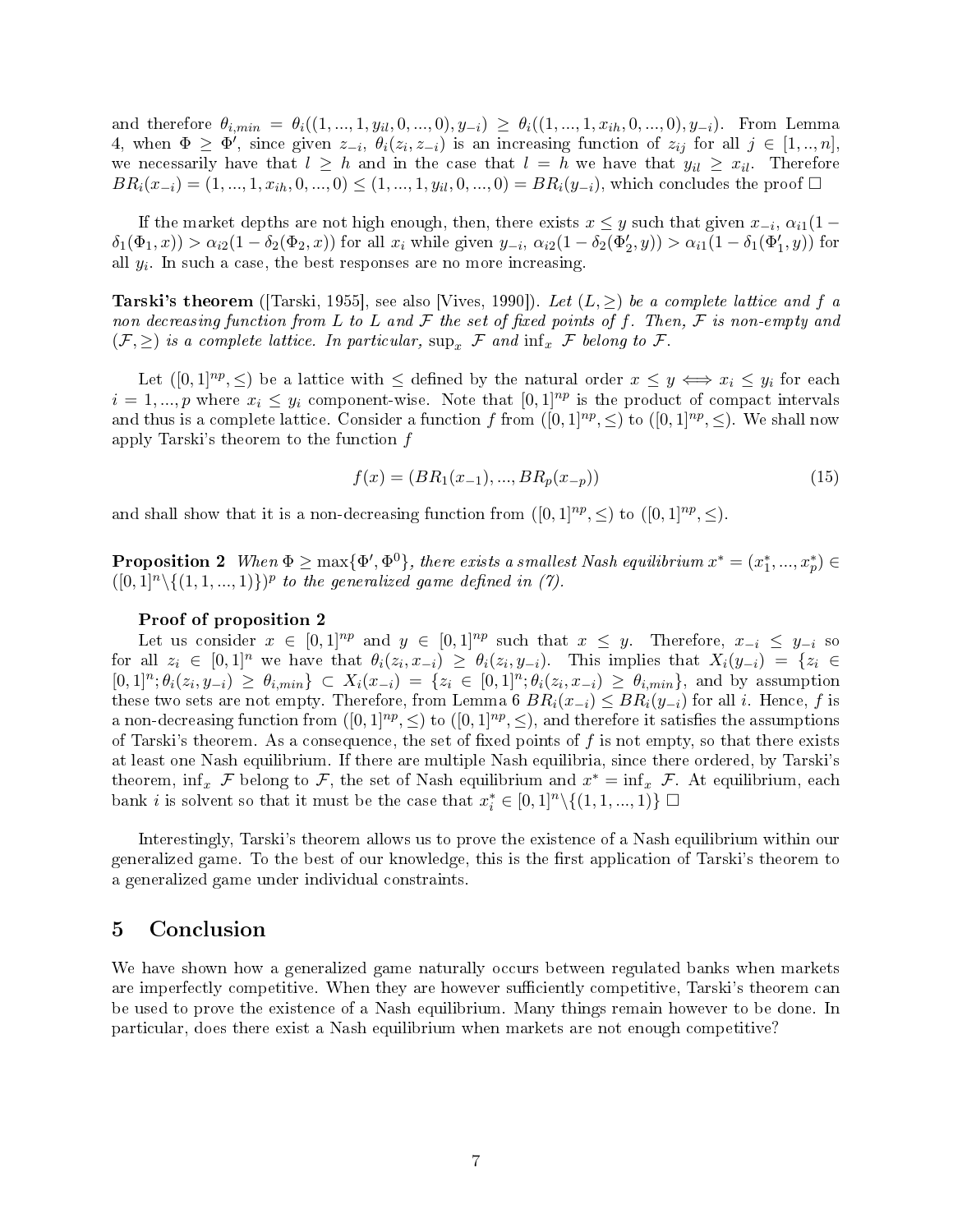and therefore $\theta_{i,min} = \theta_i((1,...,1,y_{il},0,...,0),y_{-i}) \geq \theta_i((1,...,1,x_{ih},0,...,0),y_{-i})$. From Lemma 4, when $\Phi \geq \Phi'$, since given $z_{-i}$, $\theta_i(z_i,z_{-i})$ is an increasing function of $z_{ij}$ for all $j \in [1,..,n]$, we necessarily have that $l \geq h$ and in the case that $l = h$ we have that $y_{il} \geq x_{il}$. Therefore $BR_i(x_{-i}) = (1,...,1,x_{ih},0,...,0) \leq (1,...,1,y_{il},0,...,0) = BR_i(y_{-i})$, which concludes the proof □

If the market depths are not high enough, then, there exists $x \leq y$ such that given $x_{-i}$, $\alpha_{i1}(1-\delta_1(\Phi_1,x)) > \alpha_{i2}(1-\delta_2(\Phi_2,x))$ for all $x_i$ while given $y_{-i}$, $\alpha_{i2}(1-\delta_2(\Phi_2',y)) > \alpha_{i1}(1-\delta_1(\Phi_1',y))$ for all $y_i$. In such a case, the best responses are no more increasing.

**Tarski's theorem** ([Tarski, 1955], see also [Vives, 1990]). *Let $(L,\geq)$ be a complete lattice and $f$ a non decreasing function from $L$ to $L$ and $\mathcal{F}$ the set of fixed points of $f$. Then, $\mathcal{F}$ is non-empty and $(\mathcal{F},\geq)$ is a complete lattice. In particular, $\sup_x \mathcal{F}$ and $\inf_x \mathcal{F}$ belong to $\mathcal{F}$.*

Let $([0,1]^{np},\leq)$ be a lattice with $\leq$ defined by the natural order $x \leq y \iff x_i \leq y_i$ for each $i = 1,...,p$ where $x_i \leq y_i$ component-wise. Note that $[0,1]^{np}$ is the product of compact intervals and thus is a complete lattice. Consider a function $f$ from $([0,1]^{np},\leq)$ to $([0,1]^{np},\leq)$. We shall now apply Tarski's theorem to the function $f$

$$f(x) = (BR_1(x_{-1}),...,BR_p(x_{-p})) \tag{15}$$

and shall show that it is a non-decreasing function from $([0,1]^{np},\leq)$ to $([0,1]^{np},\leq)$.

**Proposition 2** *When $\Phi \geq \max\{\Phi',\Phi^0\}$, there exists a smallest Nash equilibrium $x^* = (x_1^*,...,x_p^*) \in ([0,1]^n\backslash\{(1,1,...,1)\})^p$ to the generalized game defined in (7).*

**Proof of proposition 2**

Let us consider $x \in [0,1]^{np}$ and $y \in [0,1]^{np}$ such that $x \leq y$. Therefore, $x_{-i} \leq y_{-i}$ so for all $z_i \in [0,1]^n$ we have that $\theta_i(z_i,x_{-i}) \geq \theta_i(z_i,y_{-i})$. This implies that $X_i(y_{-i}) = \{z_i \in [0,1]^n; \theta_i(z_i,y_{-i}) \geq \theta_{i,min}\} \subset X_i(x_{-i}) = \{z_i \in [0,1]^n; \theta_i(z_i,x_{-i}) \geq \theta_{i,min}\}$, and by assumption these two sets are not empty. Therefore, from Lemma 6 $BR_i(x_{-i}) \leq BR_i(y_{-i})$ for all $i$. Hence, $f$ is a non-decreasing function from $([0,1]^{np},\leq)$ to $([0,1]^{np},\leq)$, and therefore it satisfies the assumptions of Tarski's theorem. As a consequence, the set of fixed points of $f$ is not empty, so that there exists at least one Nash equilibrium. If there are multiple Nash equilibria, since there ordered, by Tarski's theorem, $\inf_x \mathcal{F}$ belong to $\mathcal{F}$, the set of Nash equilibrium and $x^* = \inf_x \mathcal{F}$. At equilibrium, each bank $i$ is solvent so that it must be the case that $x_i^* \in [0,1]^n\backslash\{(1,1,...,1)\}$ □

Interestingly, Tarski's theorem allows us to prove the existence of a Nash equilibrium within our generalized game. To the best of our knowledge, this is the first application of Tarski's theorem to a generalized game under individual constraints.

## 5 Conclusion

We have shown how a generalized game naturally occurs between regulated banks when markets are imperfectly competitive. When they are however sufficiently competitive, Tarski's theorem can be used to prove the existence of a Nash equilibrium. Many things remain however to be done. In particular, does there exist a Nash equilibrium when markets are not enough competitive?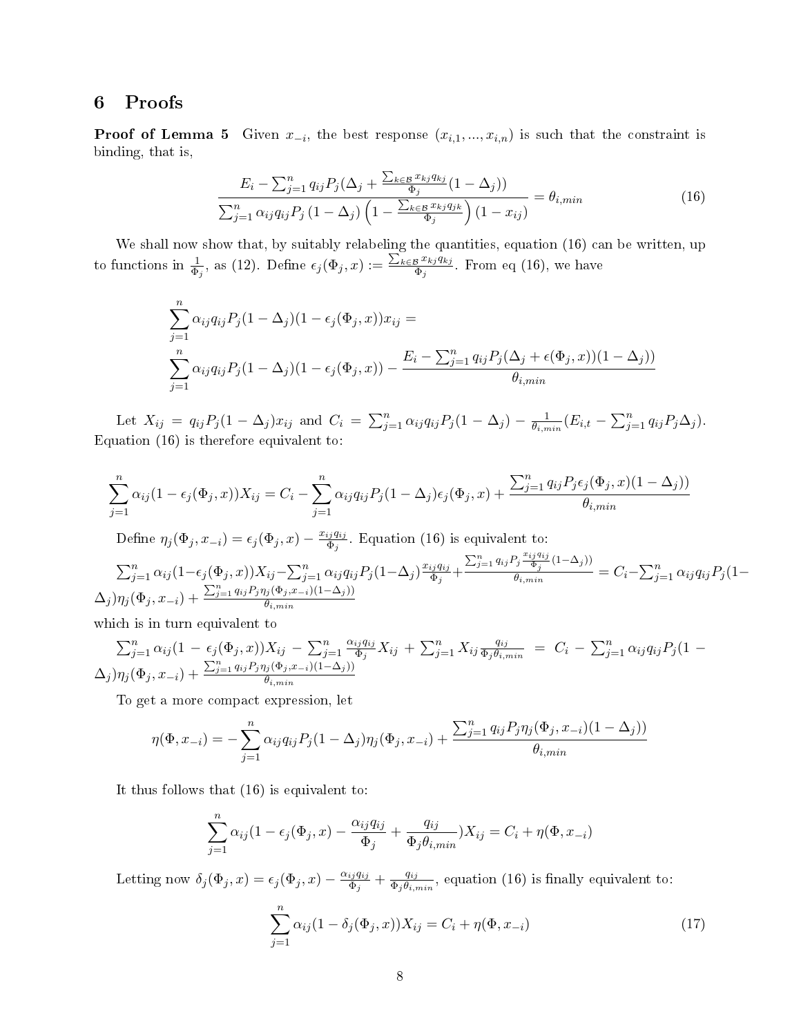# 6 Proofs

**Proof of Lemma 5** Given $x_{-i}$, the best response $(x_{i,1}, ..., x_{i,n})$ is such that the constraint is binding, that is,

$$\frac{E_i - \sum_{j=1}^n q_{ij} P_j (\Delta_j + \frac{\sum_{k \in \mathcal{B}} x_{kj} q_{kj}}{\Phi_j}(1 - \Delta_j))}{\sum_{j=1}^n \alpha_{ij} q_{ij} P_j (1 - \Delta_j) \left(1 - \frac{\sum_{k \in \mathcal{B}} x_{kj} q_{jk}}{\Phi_j}\right)(1 - x_{ij})} = \theta_{i,min} \tag{16}$$

We shall now show that, by suitably relabeling the quantities, equation (16) can be written, up to functions in $\frac{1}{\Phi_j}$, as (12). Define $\epsilon_j(\Phi_j, x) := \frac{\sum_{k \in \mathcal{B}} x_{kj} q_{kj}}{\Phi_j}$. From eq (16), we have

$$\sum_{j=1}^n \alpha_{ij} q_{ij} P_j (1 - \Delta_j)(1 - \epsilon_j(\Phi_j, x)) x_{ij} =$$
$$\sum_{j=1}^n \alpha_{ij} q_{ij} P_j (1 - \Delta_j)(1 - \epsilon_j(\Phi_j, x)) - \frac{E_i - \sum_{j=1}^n q_{ij} P_j (\Delta_j + \epsilon(\Phi_j, x))(1 - \Delta_j))}{\theta_{i,min}}$$

Let $X_{ij} = q_{ij} P_j (1 - \Delta_j) x_{ij}$ and $C_i = \sum_{j=1}^n \alpha_{ij} q_{ij} P_j (1 - \Delta_j) - \frac{1}{\theta_{i,min}}(E_{i,t} - \sum_{j=1}^n q_{ij} P_j \Delta_j)$. Equation (16) is therefore equivalent to:

$$\sum_{j=1}^n \alpha_{ij} (1 - \epsilon_j(\Phi_j, x)) X_{ij} = C_i - \sum_{j=1}^n \alpha_{ij} q_{ij} P_j (1 - \Delta_j) \epsilon_j(\Phi_j, x) + \frac{\sum_{j=1}^n q_{ij} P_j \epsilon_j(\Phi_j, x)(1 - \Delta_j))}{\theta_{i,min}}$$

Define $\eta_j(\Phi_j, x_{-i}) = \epsilon_j(\Phi_j, x) - \frac{x_{ij} q_{ij}}{\Phi_j}$. Equation (16) is equivalent to:

$$\sum_{j=1}^n \alpha_{ij} (1 - \epsilon_j(\Phi_j, x)) X_{ij} - \sum_{j=1}^n \alpha_{ij} q_{ij} P_j (1 - \Delta_j) \frac{x_{ij} q_{ij}}{\Phi_j} + \frac{\sum_{j=1}^n q_{ij} P_j \frac{x_{ij} q_{ij}}{\Phi_j}(1 - \Delta_j))}{\theta_{i,min}} = C_i - \sum_{j=1}^n \alpha_{ij} q_{ij} P_j (1 - \Delta_j) \eta_j(\Phi_j, x_{-i}) + \frac{\sum_{j=1}^n q_{ij} P_j \eta_j(\Phi_j, x_{-i})(1 - \Delta_j))}{\theta_{i,min}}$$

which is in turn equivalent to

$$\sum_{j=1}^n \alpha_{ij} (1 - \epsilon_j(\Phi_j, x)) X_{ij} - \sum_{j=1}^n \frac{\alpha_{ij} q_{ij}}{\Phi_j} X_{ij} + \sum_{j=1}^n X_{ij} \frac{q_{ij}}{\Phi_j \theta_{i,min}} = C_i - \sum_{j=1}^n \alpha_{ij} q_{ij} P_j (1 - \Delta_j) \eta_j(\Phi_j, x_{-i}) + \frac{\sum_{j=1}^n q_{ij} P_j \eta_j(\Phi_j, x_{-i})(1 - \Delta_j))}{\theta_{i,min}}$$

To get a more compact expression, let

$$\eta(\Phi, x_{-i}) = -\sum_{j=1}^n \alpha_{ij} q_{ij} P_j (1 - \Delta_j) \eta_j(\Phi_j, x_{-i}) + \frac{\sum_{j=1}^n q_{ij} P_j \eta_j(\Phi_j, x_{-i})(1 - \Delta_j))}{\theta_{i,min}}$$

It thus follows that (16) is equivalent to:

$$\sum_{j=1}^n \alpha_{ij} (1 - \epsilon_j(\Phi_j, x) - \frac{\alpha_{ij} q_{ij}}{\Phi_j} + \frac{q_{ij}}{\Phi_j \theta_{i,min}}) X_{ij} = C_i + \eta(\Phi, x_{-i})$$

Letting now $\delta_j(\Phi_j, x) = \epsilon_j(\Phi_j, x) - \frac{\alpha_{ij} q_{ij}}{\Phi_j} + \frac{q_{ij}}{\Phi_j \theta_{i,min}}$, equation (16) is finally equivalent to:

$$\sum_{j=1}^n \alpha_{ij} (1 - \delta_j(\Phi_j, x)) X_{ij} = C_i + \eta(\Phi, x_{-i}) \tag{17}$$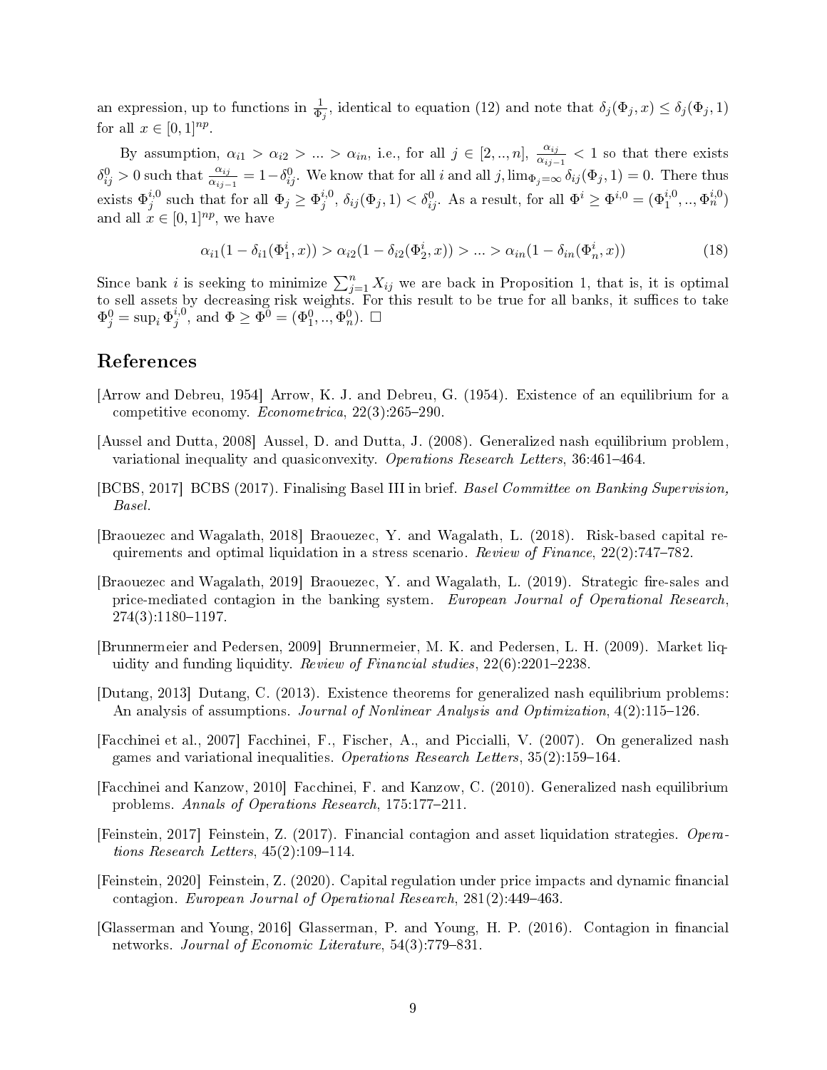an expression, up to functions in $\frac{1}{\Phi_j}$, identical to equation (12) and note that $\delta_j(\Phi_j, x) \leq \delta_j(\Phi_j, 1)$ for all $x \in [0,1]^{np}$.

By assumption, $\alpha_{i1} > \alpha_{i2} > ... > \alpha_{in}$, i.e., for all $j \in [2,..,n]$, $\frac{\alpha_{ij}}{\alpha_{ij-1}} < 1$ so that there exists $\delta^0_{ij} > 0$ such that $\frac{\alpha_{ij}}{\alpha_{ij-1}} = 1 - \delta^0_{ij}$. We know that for all $i$ and all $j$, $\lim_{\Phi_j = \infty} \delta_{ij}(\Phi_j, 1) = 0$. There thus exists $\Phi^{i,0}_j$ such that for all $\Phi_j \geq \Phi^{i,0}_j$, $\delta_{ij}(\Phi_j, 1) < \delta^0_{ij}$. As a result, for all $\Phi^i \geq \Phi^{i,0} = (\Phi^{i,0}_1, .., \Phi^{i,0}_n)$ and all $x \in [0,1]^{np}$, we have

$$\alpha_{i1}(1 - \delta_{i1}(\Phi^i_1, x)) > \alpha_{i2}(1 - \delta_{i2}(\Phi^i_2, x)) > ... > \alpha_{in}(1 - \delta_{in}(\Phi^i_n, x)) \tag{18}$$

Since bank $i$ is seeking to minimize $\sum_{j=1}^n X_{ij}$ we are back in Proposition 1, that is, it is optimal to sell assets by decreasing risk weights. For this result to be true for all banks, it suffices to take $\Phi^0_j = \sup_i \Phi^{i,0}_j$, and $\Phi \geq \Phi^0 = (\Phi^0_1, .., \Phi^0_n)$. □

## References

[Arrow and Debreu, 1954] Arrow, K. J. and Debreu, G. (1954). Existence of an equilibrium for a competitive economy. *Econometrica*, 22(3):265–290.

[Aussel and Dutta, 2008] Aussel, D. and Dutta, J. (2008). Generalized nash equilibrium problem, variational inequality and quasiconvexity. *Operations Research Letters*, 36:461–464.

[BCBS, 2017] BCBS (2017). Finalising Basel III in brief. *Basel Committee on Banking Supervision, Basel*.

[Braouezec and Wagalath, 2018] Braouezec, Y. and Wagalath, L. (2018). Risk-based capital requirements and optimal liquidation in a stress scenario. *Review of Finance*, 22(2):747–782.

[Braouezec and Wagalath, 2019] Braouezec, Y. and Wagalath, L. (2019). Strategic fire-sales and price-mediated contagion in the banking system. *European Journal of Operational Research*, 274(3):1180–1197.

[Brunnermeier and Pedersen, 2009] Brunnermeier, M. K. and Pedersen, L. H. (2009). Market liquidity and funding liquidity. *Review of Financial studies*, 22(6):2201–2238.

[Dutang, 2013] Dutang, C. (2013). Existence theorems for generalized nash equilibrium problems: An analysis of assumptions. *Journal of Nonlinear Analysis and Optimization*, 4(2):115–126.

[Facchinei et al., 2007] Facchinei, F., Fischer, A., and Piccialli, V. (2007). On generalized nash games and variational inequalities. *Operations Research Letters*, 35(2):159–164.

[Facchinei and Kanzow, 2010] Facchinei, F. and Kanzow, C. (2010). Generalized nash equilibrium problems. *Annals of Operations Research*, 175:177–211.

[Feinstein, 2017] Feinstein, Z. (2017). Financial contagion and asset liquidation strategies. *Operations Research Letters*, 45(2):109–114.

[Feinstein, 2020] Feinstein, Z. (2020). Capital regulation under price impacts and dynamic financial contagion. *European Journal of Operational Research*, 281(2):449–463.

[Glasserman and Young, 2016] Glasserman, P. and Young, H. P. (2016). Contagion in financial networks. *Journal of Economic Literature*, 54(3):779–831.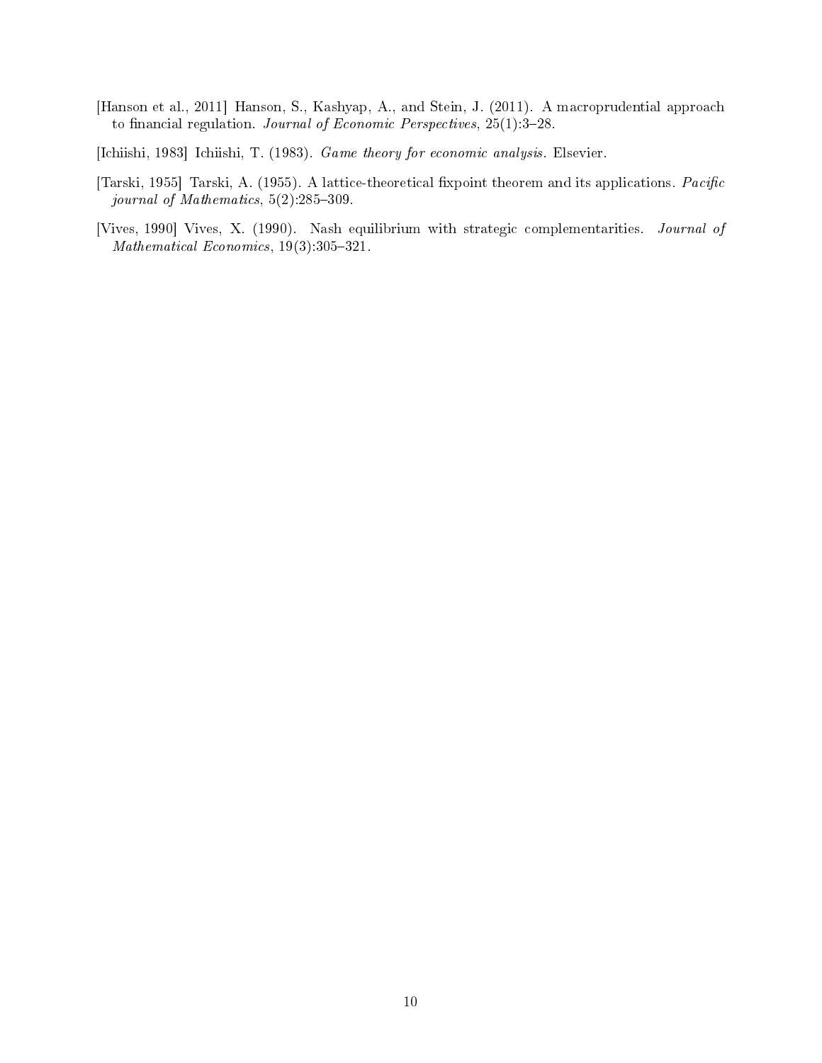[Hanson et al., 2011] Hanson, S., Kashyap, A., and Stein, J. (2011). A macroprudential approach to financial regulation. *Journal of Economic Perspectives*, 25(1):3–28.

[Ichiishi, 1983] Ichiishi, T. (1983). *Game theory for economic analysis*. Elsevier.

[Tarski, 1955] Tarski, A. (1955). A lattice-theoretical fixpoint theorem and its applications. *Pacific journal of Mathematics*, 5(2):285–309.

[Vives, 1990] Vives, X. (1990). Nash equilibrium with strategic complementarities. *Journal of Mathematical Economics*, 19(3):305–321.